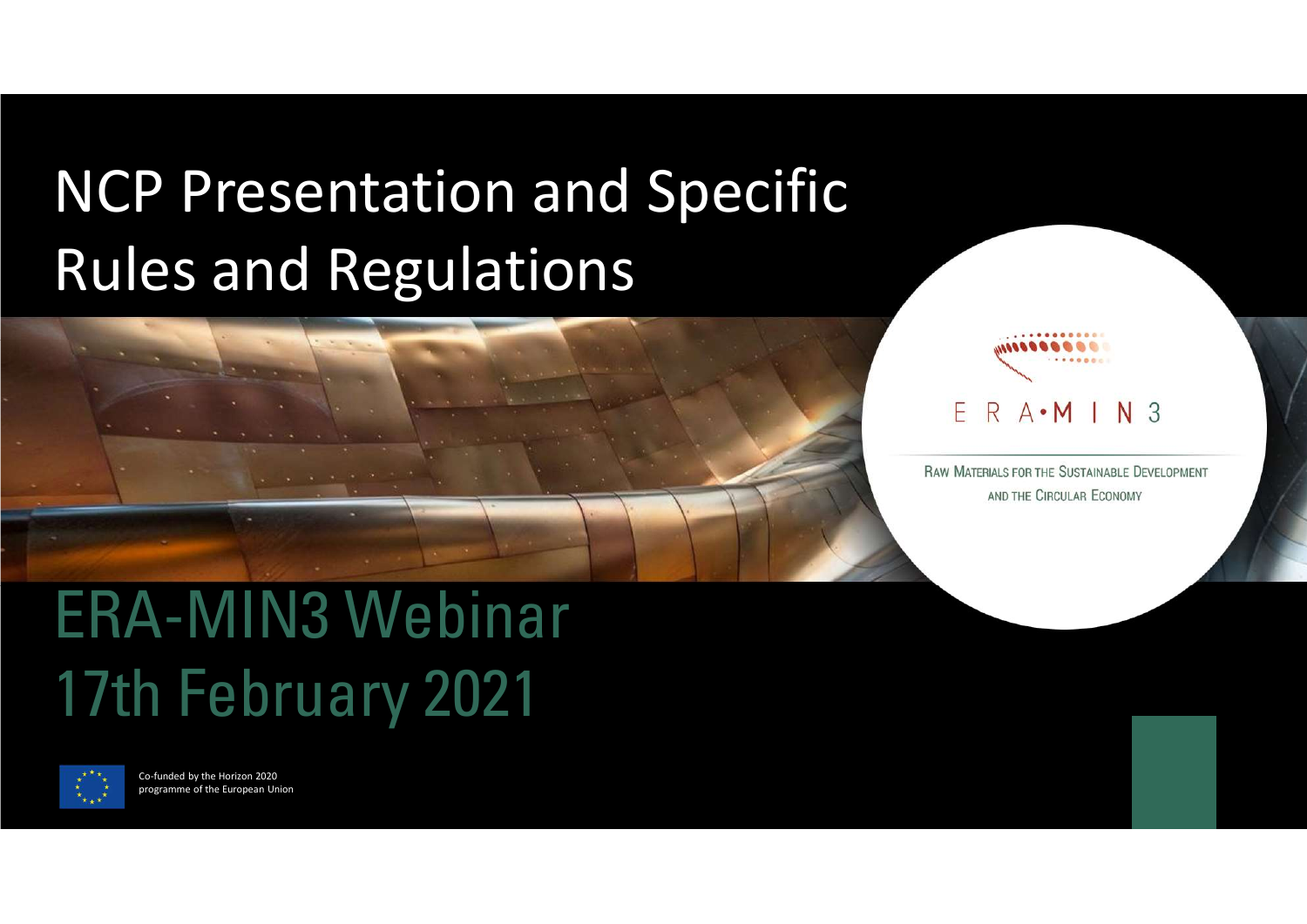# NCP Presentation and Specific Rules and Regulations

ERA-MIN3

RAW MATERIALS FOR THE SUSTAINABLE DEVELOPMENT AND THE CIRCULAR ECONOMY

## ERA-MIN3 Webinar
## 17th February 2021

Co-funded by the Horizon 2020 programme of the European Union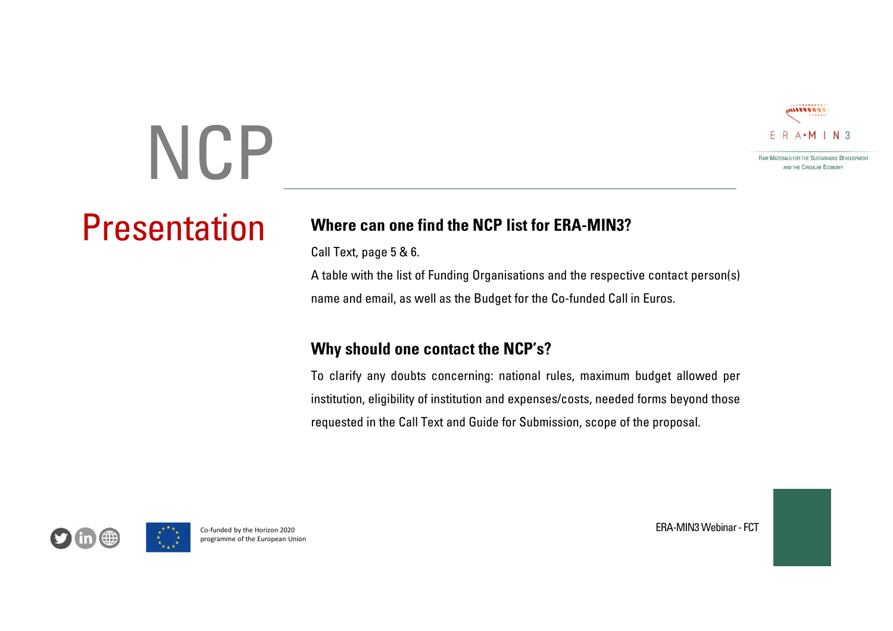# NCP

## Presentation

### Where can one find the NCP list for ERA-MIN3?

Call Text, page 5 & 6.

A table with the list of Funding Organisations and the respective contact person(s) name and email, as well as the Budget for the Co-funded Call in Euros.

### Why should one contact the NCP's?

To clarify any doubts concerning: national rules, maximum budget allowed per institution, eligibility of institution and expenses/costs, needed forms beyond those requested in the Call Text and Guide for Submission, scope of the proposal.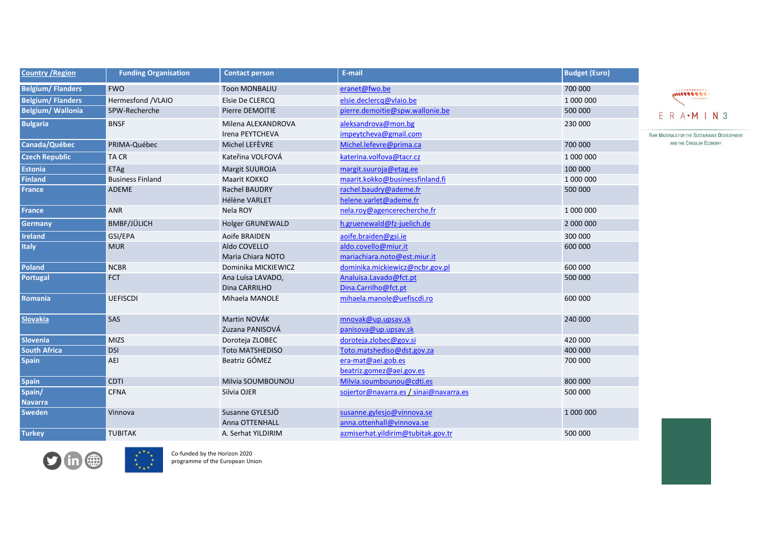| Country /Region | Funding Organisation | Contact person | E-mail | Budget (Euro) |
|---|---|---|---|---|
| **Belgium/ Flanders** | FWO | Toon MONBALIU | eranet@fwo.be | 700 000 |
| **Belgium/ Flanders** | Hermesfond /VLAIO | Elsie De CLERCQ | elsie.declercq@vlaio.be | 1 000 000 |
| **Belgium/ Wallonia** | SPW-Recherche | Pierre DEMOITIE | pierre.demoitie@spw.wallonie.be | 500 000 |
| **Bulgaria** | BNSF | Milena ALEXANDROVA<br>Irena PEYTCHEVA | aleksandrova@mon.bg<br>impeytcheva@gmail.com | 230 000 |
| **Canada/Québec** | PRIMA-Québec | Michel LEFÈVRE | Michel.lefevre@prima.ca | 700 000 |
| **Czech Republic** | TA CR | Kateřina VOLFOVÁ | katerina.volfova@tacr.cz | 1 000 000 |
| **Estonia** | ETAg | Margit SUUROJA | margit.suuroja@etag.ee | 100 000 |
| **Finland** | Business Finland | Maarit KOKKO | maarit.kokko@businessfinland.fi | 1 000 000 |
| **France** | ADEME | Rachel BAUDRY<br>Hélène VARLET | rachel.baudry@ademe.fr<br>helene.varlet@ademe.fr | 500 000 |
| **France** | ANR | Nela ROY | nela.roy@agencerecherche.fr | 1 000 000 |
| **Germany** | BMBF/JÜLICH | Holger GRUNEWALD | h.gruenewald@fz-juelich.de | 2 000 000 |
| **Ireland** | GSI/EPA | Aoife BRAIDEN | aoife.braiden@gsi.ie | 300 000 |
| **Italy** | MUR | Aldo COVELLO<br>Maria Chiara NOTO | aldo.covello@miur.it<br>mariachiara.noto@est.miur.it | 600 000 |
| **Poland** | NCBR | Dominika MICKIEWICZ | dominika.mickiewicz@ncbr.gov.pl | 600 000 |
| **Portugal** | FCT | Ana Luísa LAVADO,<br>Dina CARRILHO | Analuisa.Lavado@fct.pt<br>Dina.Carrilho@fct.pt | 500 000 |
| **Romania** | UEFISCDI | Mihaela MANOLE | mihaela.manole@uefiscdi.ro | 600 000 |
| **Slovakia** | SAS | Martin NOVÁK<br>Zuzana PANISOVÁ | mnovak@up.upsav.sk<br>panisova@up.upsav.sk | 240 000 |
| **Slovenia** | MIZS | Doroteja ZLOBEC | doroteja.zlobec@gov.si | 420 000 |
| **South Africa** | DSI | Toto MATSHEDISO | Toto.matshediso@dst.gov.za | 400 000 |
| **Spain** | AEI | Beatriz GÓMEZ | era-mat@aei.gob.es<br>beatriz.gomez@aei.gov.es | 700 000 |
| **Spain** | CDTI | Milvia SOUMBOUNOU | Milvia.soumbounou@cdti.es | 800 000 |
| **Spain/ Navarra** | CFNA | Silvia OJER | sojertor@navarra.es / sinai@navarra.es | 500 000 |
| **Sweden** | Vinnova | Susanne GYLESJÖ<br>Anna OTTENHALL | susanne.gylesjo@vinnova.se<br>anna.ottenhall@vinnova.se | 1 000 000 |
| **Turkey** | TUBITAK | A. Serhat YILDIRIM | azmiserhat.yildirim@tubitak.gov.tr | 500 000 |

ERA-MIN 3

Raw Materials for the Sustainable Development and the Circular Economy

Co-funded by the Horizon 2020 programme of the European Union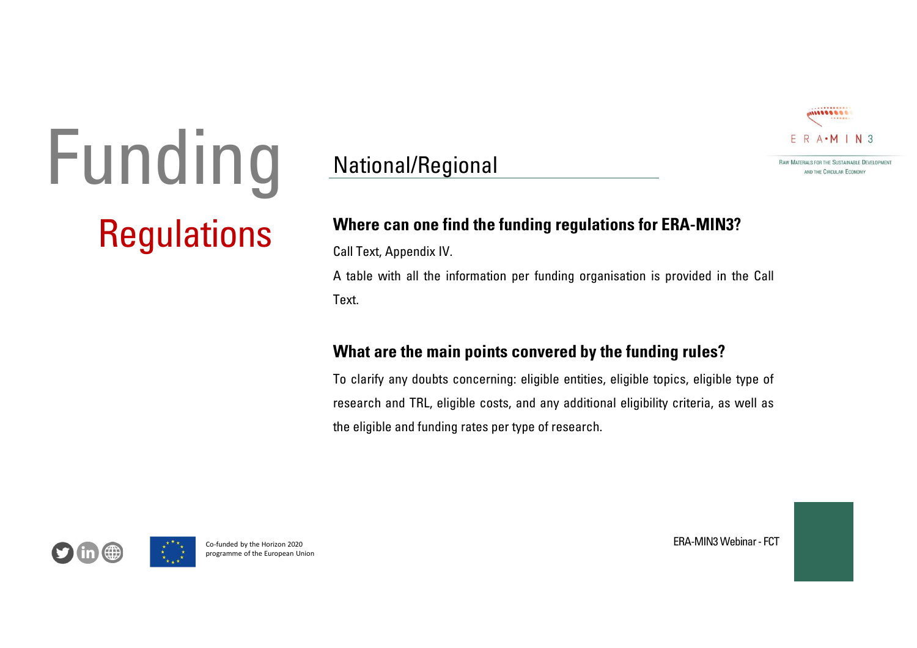# Funding

## Regulations

### National/Regional

**Where can one find the funding regulations for ERA-MIN3?**

Call Text, Appendix IV.

A table with all the information per funding organisation is provided in the Call Text.

**What are the main points convered by the funding rules?**

To clarify any doubts concerning: eligible entities, eligible topics, eligible type of research and TRL, eligible costs, and any additional eligibility criteria, as well as the eligible and funding rates per type of research.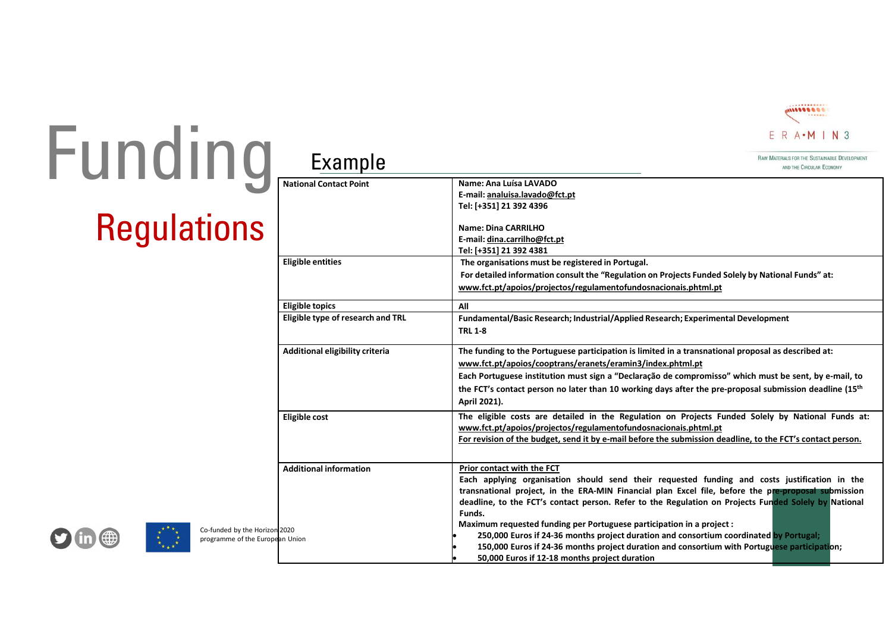# Funding

## Regulations

### Example

| | |
|---|---|
| **National Contact Point** | **Name: Ana Luísa LAVADO**<br>**E-mail: analuisa.lavado@fct.pt**<br>**Tel: [+351] 21 392 4396**<br><br>**Name: Dina CARRILHO**<br>**E-mail: dina.carrilho@fct.pt**<br>**Tel: [+351] 21 392 4381** |
| **Eligible entities** | **The organisations must be registered in Portugal.**<br>**For detailed information consult the "Regulation on Projects Funded Solely by National Funds" at: www.fct.pt/apoios/projectos/regulamentofundosnacionais.phtml.pt** |
| **Eligible topics** | **All** |
| **Eligible type of research and TRL** | **Fundamental/Basic Research; Industrial/Applied Research; Experimental Development**<br>**TRL 1-8** |
| **Additional eligibility criteria** | **The funding to the Portuguese participation is limited in a transnational proposal as described at: www.fct.pt/apoios/cooptrans/eranets/eramin3/index.phtml.pt**<br>**Each Portuguese institution must sign a "Declaração de compromisso" which must be sent, by e-mail, to the FCT's contact person no later than 10 working days after the pre-proposal submission deadline (15th April 2021).** |
| **Eligible cost** | **The eligible costs are detailed in the Regulation on Projects Funded Solely by National Funds at: www.fct.pt/apoios/projectos/regulamentofundosnacionais.phtml.pt**<br>**For revision of the budget, send it by e-mail before the submission deadline, to the FCT's contact person.** |
| **Additional information** | **Prior contact with the FCT**<br>**Each applying organisation should send their requested funding and costs justification in the transnational project, in the ERA-MIN Financial plan Excel file, before the pre-proposal submission deadline, to the FCT's contact person. Refer to the Regulation on Projects Funded Solely by National Funds.**<br>**Maximum requested funding per Portuguese participation in a project :**<br>• **250,000 Euros if 24-36 months project duration and consortium coordinated by Portugal;**<br>• **150,000 Euros if 24-36 months project duration and consortium with Portuguese participation;**<br>• **50,000 Euros if 12-18 months project duration** |

Co-funded by the Horizon 2020 programme of the European Union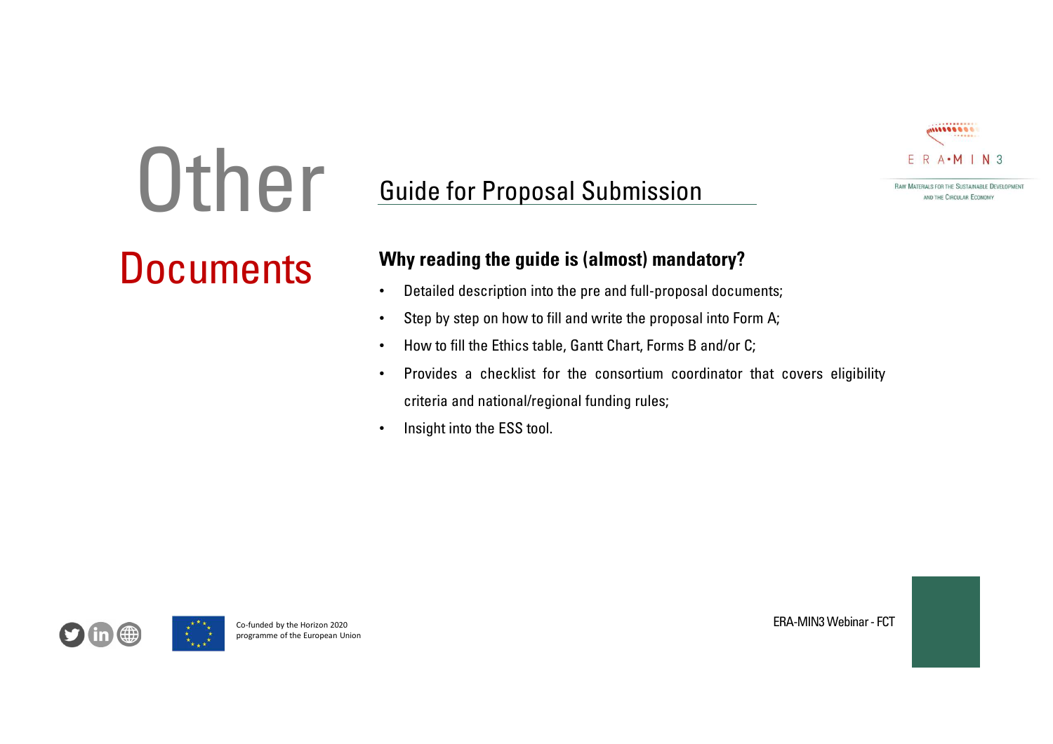# Other Documents

## Guide for Proposal Submission

**Why reading the guide is (almost) mandatory?**

- Detailed description into the pre and full-proposal documents;
- Step by step on how to fill and write the proposal into Form A;
- How to fill the Ethics table, Gantt Chart, Forms B and/or C;
- Provides a checklist for the consortium coordinator that covers eligibility criteria and national/regional funding rules;
- Insight into the ESS tool.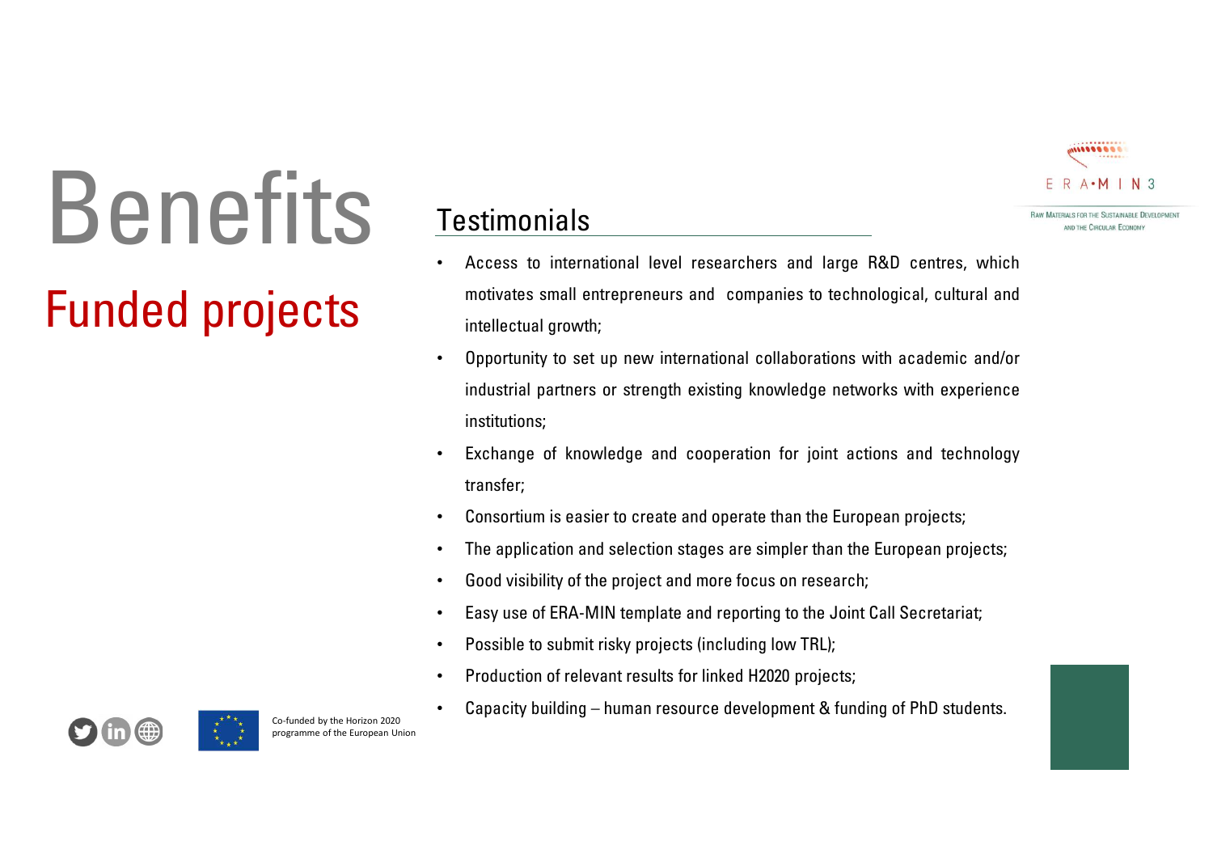# Benefits

## Funded projects

### Testimonials

- Access to international level researchers and large R&D centres, which motivates small entrepreneurs and companies to technological, cultural and intellectual growth;
- Opportunity to set up new international collaborations with academic and/or industrial partners or strength existing knowledge networks with experience institutions;
- Exchange of knowledge and cooperation for joint actions and technology transfer;
- Consortium is easier to create and operate than the European projects;
- The application and selection stages are simpler than the European projects;
- Good visibility of the project and more focus on research;
- Easy use of ERA-MIN template and reporting to the Joint Call Secretariat;
- Possible to submit risky projects (including low TRL);
- Production of relevant results for linked H2020 projects;
- Capacity building – human resource development & funding of PhD students.

Co-funded by the Horizon 2020 programme of the European Union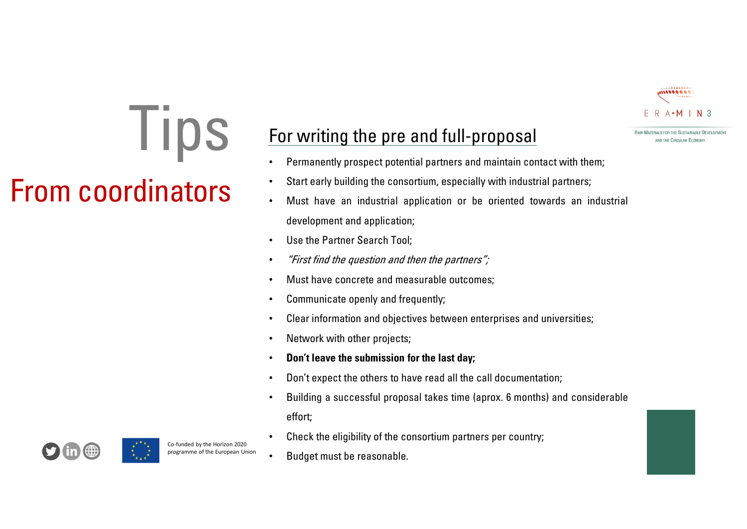# Tips

## From coordinators

### For writing the pre and full-proposal

- Permanently prospect potential partners and maintain contact with them;
- Start early building the consortium, especially with industrial partners;
- Must have an industrial application or be oriented towards an industrial development and application;
- Use the Partner Search Tool;
- *"First find the question and then the partners";*
- Must have concrete and measurable outcomes;
- Communicate openly and frequently;
- Clear information and objectives between enterprises and universities;
- Network with other projects;
- **Don't leave the submission for the last day;**
- Don't expect the others to have read all the call documentation;
- Building a successful proposal takes time (aprox. 6 months) and considerable effort;
- Check the eligibility of the consortium partners per country;
- Budget must be reasonable.

ERA-MIN 3
Raw Materials for the Sustainable Development and the Circular Economy

Co-funded by the Horizon 2020 programme of the European Union